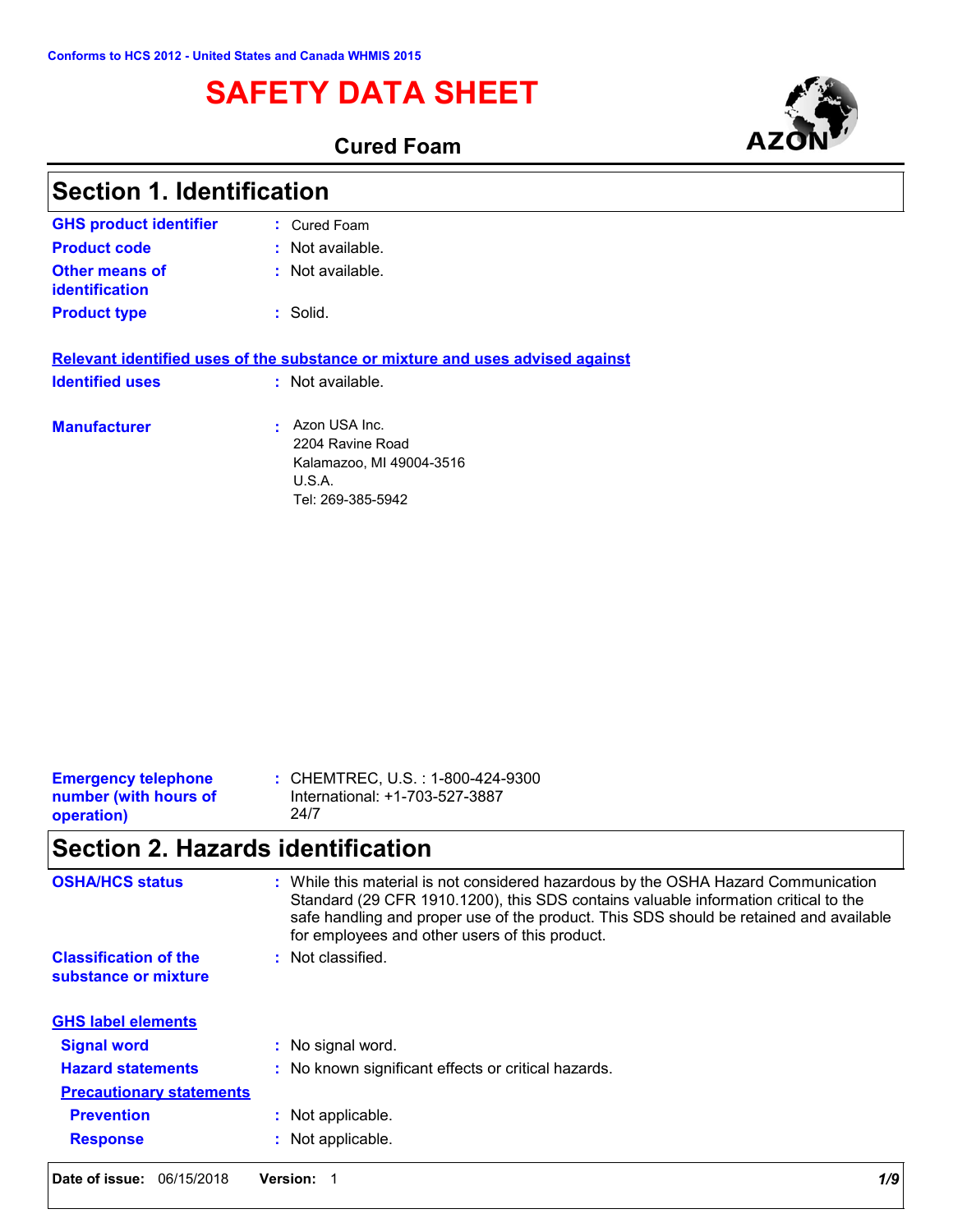Conforms to HCS 2012 - United States and Canada WHMIS 2015

# SAFETY DATA SHEET

**Cured Foam**

AZON

## Section 1. Identification

**GHS product identifier** : Cured Foam

**Product code** : Not available.

**Other means of identification** : Not available.

**Product type** : Solid.

**Relevant identified uses of the substance or mixture and uses advised against**

**Identified uses** : Not available.

**Manufacturer** : Azon USA Inc.
2204 Ravine Road
Kalamazoo, MI 49004-3516
U.S.A.
Tel: 269-385-5942

**Emergency telephone number (with hours of operation)** : CHEMTREC, U.S. : 1-800-424-9300
International: +1-703-527-3887
24/7

## Section 2. Hazards identification

**OSHA/HCS status** : While this material is not considered hazardous by the OSHA Hazard Communication Standard (29 CFR 1910.1200), this SDS contains valuable information critical to the safe handling and proper use of the product. This SDS should be retained and available for employees and other users of this product.

**Classification of the substance or mixture** : Not classified.

**GHS label elements**

**Signal word** : No signal word.

**Hazard statements** : No known significant effects or critical hazards.

**Precautionary statements**

**Prevention** : Not applicable.

**Response** : Not applicable.

**Date of issue:** 06/15/2018 **Version:** 1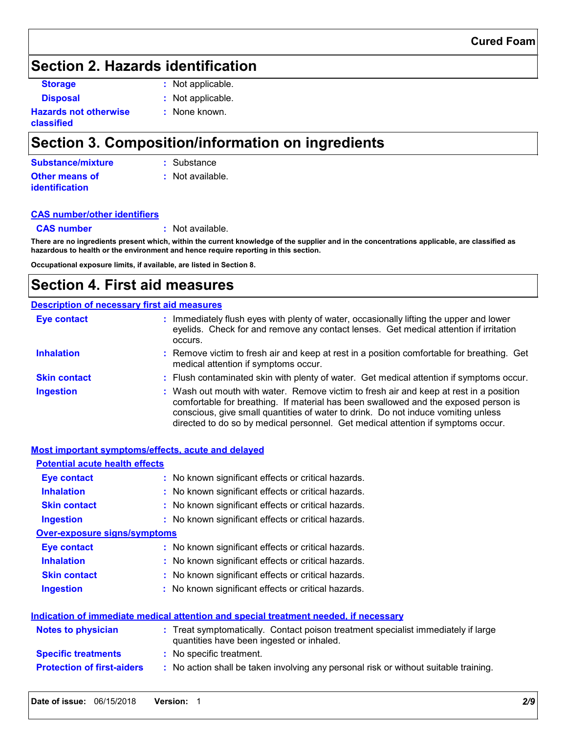## Section 2. Hazards identification

| | |
|---|---|
| **Storage** | : Not applicable. |
| **Disposal** | : Not applicable. |
| **Hazards not otherwise classified** | : None known. |

## Section 3. Composition/information on ingredients

| | |
|---|---|
| **Substance/mixture** | : Substance |
| **Other means of identification** | : Not available. |

**CAS number/other identifiers**

| | |
|---|---|
| **CAS number** | : Not available. |

**There are no ingredients present which, within the current knowledge of the supplier and in the concentrations applicable, are classified as hazardous to health or the environment and hence require reporting in this section.**

**Occupational exposure limits, if available, are listed in Section 8.**

## Section 4. First aid measures

**Description of necessary first aid measures**

| | |
|---|---|
| **Eye contact** | : Immediately flush eyes with plenty of water, occasionally lifting the upper and lower eyelids. Check for and remove any contact lenses. Get medical attention if irritation occurs. |
| **Inhalation** | : Remove victim to fresh air and keep at rest in a position comfortable for breathing. Get medical attention if symptoms occur. |
| **Skin contact** | : Flush contaminated skin with plenty of water. Get medical attention if symptoms occur. |
| **Ingestion** | : Wash out mouth with water. Remove victim to fresh air and keep at rest in a position comfortable for breathing. If material has been swallowed and the exposed person is conscious, give small quantities of water to drink. Do not induce vomiting unless directed to do so by medical personnel. Get medical attention if symptoms occur. |

**Most important symptoms/effects, acute and delayed**

**Potential acute health effects**

| | |
|---|---|
| **Eye contact** | : No known significant effects or critical hazards. |
| **Inhalation** | : No known significant effects or critical hazards. |
| **Skin contact** | : No known significant effects or critical hazards. |
| **Ingestion** | : No known significant effects or critical hazards. |

**Over-exposure signs/symptoms**

| | |
|---|---|
| **Eye contact** | : No known significant effects or critical hazards. |
| **Inhalation** | : No known significant effects or critical hazards. |
| **Skin contact** | : No known significant effects or critical hazards. |
| **Ingestion** | : No known significant effects or critical hazards. |

**Indication of immediate medical attention and special treatment needed, if necessary**

| | |
|---|---|
| **Notes to physician** | : Treat symptomatically. Contact poison treatment specialist immediately if large quantities have been ingested or inhaled. |
| **Specific treatments** | : No specific treatment. |
| **Protection of first-aiders** | : No action shall be taken involving any personal risk or without suitable training. |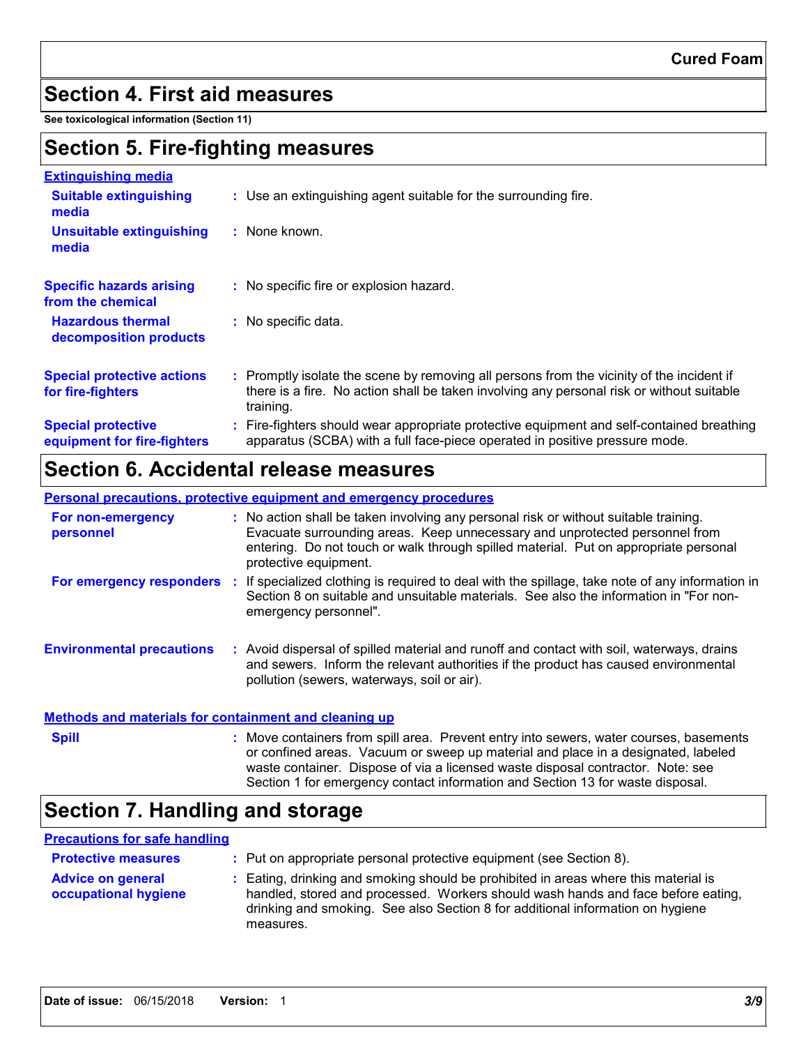# Section 4. First aid measures

**See toxicological information (Section 11)**

# Section 5. Fire-fighting measures

## Extinguishing media

**Suitable extinguishing media** : Use an extinguishing agent suitable for the surrounding fire.

**Unsuitable extinguishing media** : None known.

**Specific hazards arising from the chemical** : No specific fire or explosion hazard.

**Hazardous thermal decomposition products** : No specific data.

**Special protective actions for fire-fighters** : Promptly isolate the scene by removing all persons from the vicinity of the incident if there is a fire. No action shall be taken involving any personal risk or without suitable training.

**Special protective equipment for fire-fighters** : Fire-fighters should wear appropriate protective equipment and self-contained breathing apparatus (SCBA) with a full face-piece operated in positive pressure mode.

# Section 6. Accidental release measures

## Personal precautions, protective equipment and emergency procedures

**For non-emergency personnel** : No action shall be taken involving any personal risk or without suitable training. Evacuate surrounding areas. Keep unnecessary and unprotected personnel from entering. Do not touch or walk through spilled material. Put on appropriate personal protective equipment.

**For emergency responders** : If specialized clothing is required to deal with the spillage, take note of any information in Section 8 on suitable and unsuitable materials. See also the information in "For non-emergency personnel".

**Environmental precautions** : Avoid dispersal of spilled material and runoff and contact with soil, waterways, drains and sewers. Inform the relevant authorities if the product has caused environmental pollution (sewers, waterways, soil or air).

## Methods and materials for containment and cleaning up

**Spill** : Move containers from spill area. Prevent entry into sewers, water courses, basements or confined areas. Vacuum or sweep up material and place in a designated, labeled waste container. Dispose of via a licensed waste disposal contractor. Note: see Section 1 for emergency contact information and Section 13 for waste disposal.

# Section 7. Handling and storage

## Precautions for safe handling

**Protective measures** : Put on appropriate personal protective equipment (see Section 8).

**Advice on general occupational hygiene** : Eating, drinking and smoking should be prohibited in areas where this material is handled, stored and processed. Workers should wash hands and face before eating, drinking and smoking. See also Section 8 for additional information on hygiene measures.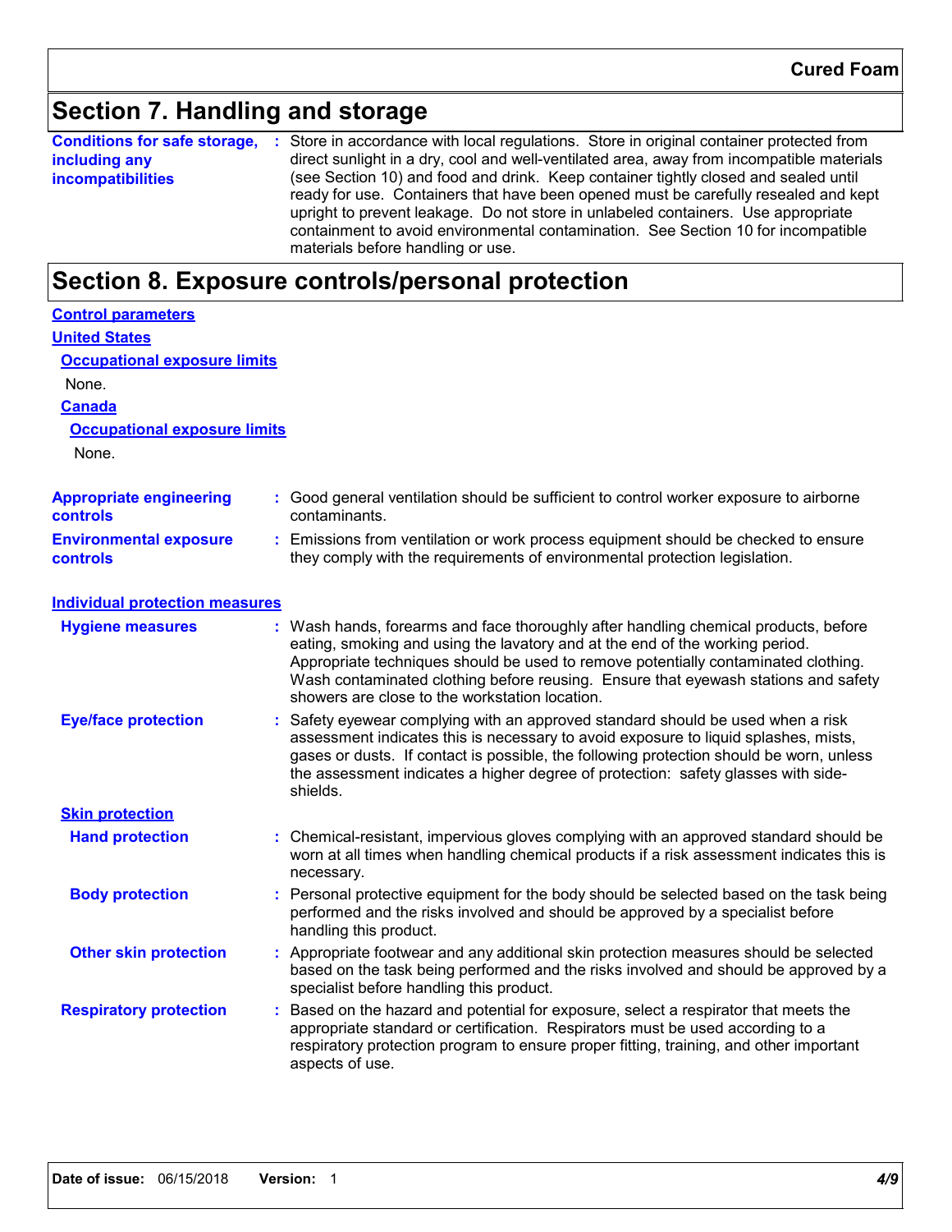## Section 7. Handling and storage

**Conditions for safe storage, including any incompatibilities** : Store in accordance with local regulations. Store in original container protected from direct sunlight in a dry, cool and well-ventilated area, away from incompatible materials (see Section 10) and food and drink. Keep container tightly closed and sealed until ready for use. Containers that have been opened must be carefully resealed and kept upright to prevent leakage. Do not store in unlabeled containers. Use appropriate containment to avoid environmental contamination. See Section 10 for incompatible materials before handling or use.

## Section 8. Exposure controls/personal protection

**Control parameters**

**United States**

**Occupational exposure limits**

None.

**Canada**

**Occupational exposure limits**

None.

**Appropriate engineering controls** : Good general ventilation should be sufficient to control worker exposure to airborne contaminants.

**Environmental exposure controls** : Emissions from ventilation or work process equipment should be checked to ensure they comply with the requirements of environmental protection legislation.

**Individual protection measures**

**Hygiene measures** : Wash hands, forearms and face thoroughly after handling chemical products, before eating, smoking and using the lavatory and at the end of the working period. Appropriate techniques should be used to remove potentially contaminated clothing. Wash contaminated clothing before reusing. Ensure that eyewash stations and safety showers are close to the workstation location.

**Eye/face protection** : Safety eyewear complying with an approved standard should be used when a risk assessment indicates this is necessary to avoid exposure to liquid splashes, mists, gases or dusts. If contact is possible, the following protection should be worn, unless the assessment indicates a higher degree of protection: safety glasses with side-shields.

**Skin protection**

**Hand protection** : Chemical-resistant, impervious gloves complying with an approved standard should be worn at all times when handling chemical products if a risk assessment indicates this is necessary.

**Body protection** : Personal protective equipment for the body should be selected based on the task being performed and the risks involved and should be approved by a specialist before handling this product.

**Other skin protection** : Appropriate footwear and any additional skin protection measures should be selected based on the task being performed and the risks involved and should be approved by a specialist before handling this product.

**Respiratory protection** : Based on the hazard and potential for exposure, select a respirator that meets the appropriate standard or certification. Respirators must be used according to a respiratory protection program to ensure proper fitting, training, and other important aspects of use.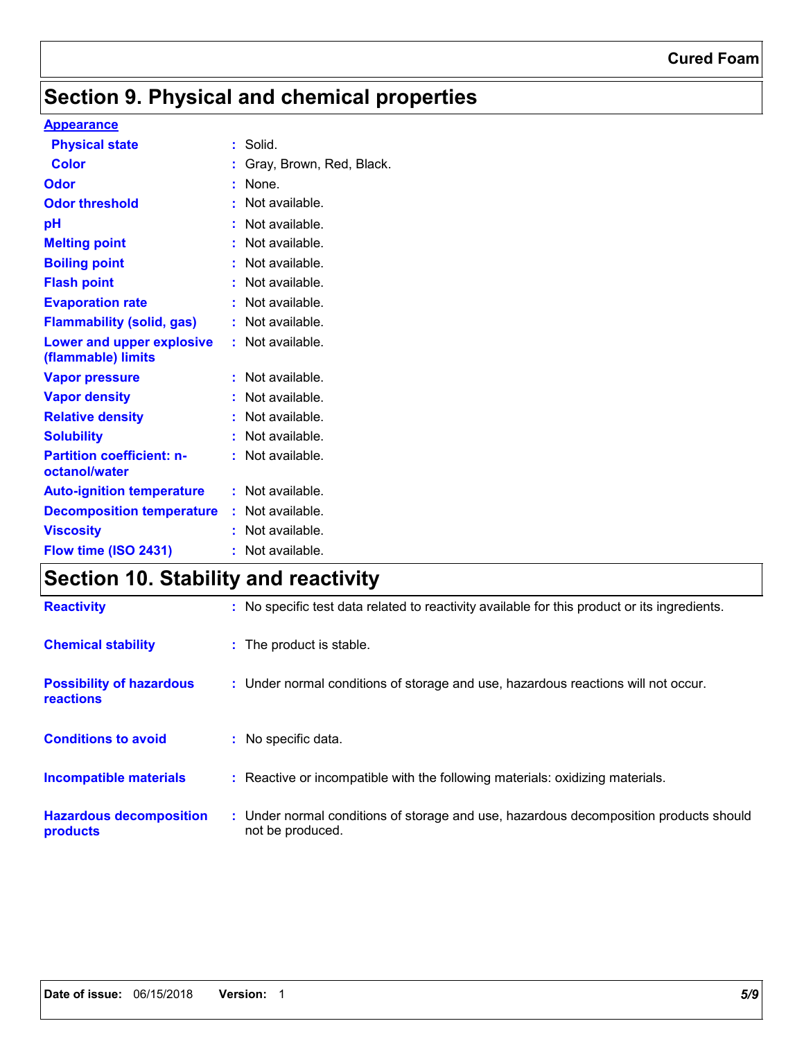## Section 9. Physical and chemical properties

**Appearance**

| | | |
|---|---|---|
| **Physical state** | : | Solid. |
| **Color** | : | Gray, Brown, Red, Black. |
| **Odor** | : | None. |
| **Odor threshold** | : | Not available. |
| **pH** | : | Not available. |
| **Melting point** | : | Not available. |
| **Boiling point** | : | Not available. |
| **Flash point** | : | Not available. |
| **Evaporation rate** | : | Not available. |
| **Flammability (solid, gas)** | : | Not available. |
| **Lower and upper explosive (flammable) limits** | : | Not available. |
| **Vapor pressure** | : | Not available. |
| **Vapor density** | : | Not available. |
| **Relative density** | : | Not available. |
| **Solubility** | : | Not available. |
| **Partition coefficient: n-octanol/water** | : | Not available. |
| **Auto-ignition temperature** | : | Not available. |
| **Decomposition temperature** | : | Not available. |
| **Viscosity** | : | Not available. |
| **Flow time (ISO 2431)** | : | Not available. |

## Section 10. Stability and reactivity

| | | |
|---|---|---|
| **Reactivity** | : | No specific test data related to reactivity available for this product or its ingredients. |
| **Chemical stability** | : | The product is stable. |
| **Possibility of hazardous reactions** | : | Under normal conditions of storage and use, hazardous reactions will not occur. |
| **Conditions to avoid** | : | No specific data. |
| **Incompatible materials** | : | Reactive or incompatible with the following materials: oxidizing materials. |
| **Hazardous decomposition products** | : | Under normal conditions of storage and use, hazardous decomposition products should not be produced. |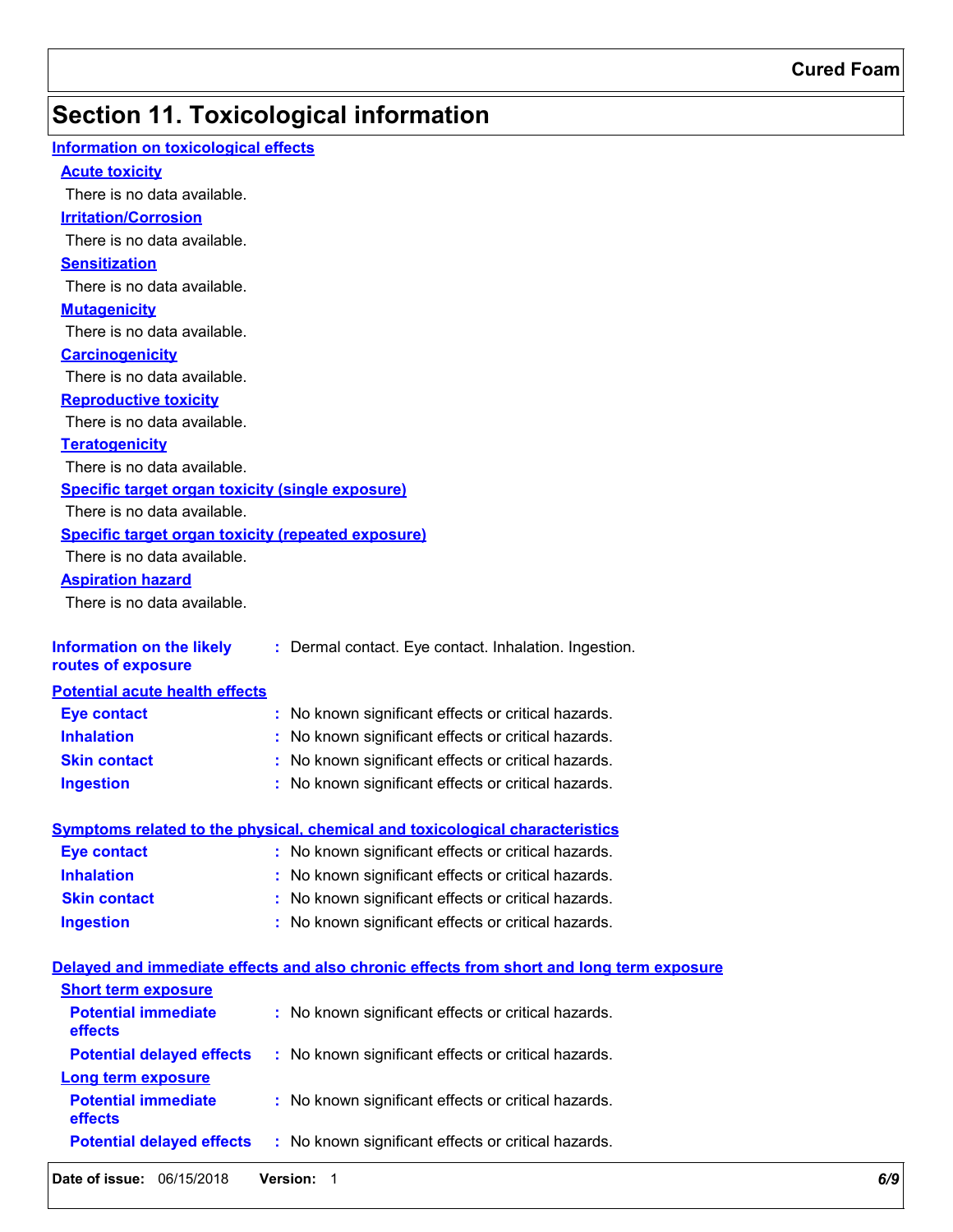## Section 11. Toxicological information

### Information on toxicological effects

**Acute toxicity**

There is no data available.

**Irritation/Corrosion**

There is no data available.

**Sensitization**

There is no data available.

**Mutagenicity**

There is no data available.

**Carcinogenicity**

There is no data available.

**Reproductive toxicity**

There is no data available.

**Teratogenicity**

There is no data available.

**Specific target organ toxicity (single exposure)**

There is no data available.

**Specific target organ toxicity (repeated exposure)**

There is no data available.

**Aspiration hazard**

There is no data available.

**Information on the likely routes of exposure** : Dermal contact. Eye contact. Inhalation. Ingestion.

### Potential acute health effects

**Eye contact** : No known significant effects or critical hazards.

**Inhalation** : No known significant effects or critical hazards.

**Skin contact** : No known significant effects or critical hazards.

**Ingestion** : No known significant effects or critical hazards.

### Symptoms related to the physical, chemical and toxicological characteristics

**Eye contact** : No known significant effects or critical hazards.

**Inhalation** : No known significant effects or critical hazards.

**Skin contact** : No known significant effects or critical hazards.

**Ingestion** : No known significant effects or critical hazards.

### Delayed and immediate effects and also chronic effects from short and long term exposure

**Short term exposure**

**Potential immediate effects** : No known significant effects or critical hazards.

**Potential delayed effects** : No known significant effects or critical hazards.

**Long term exposure**

**Potential immediate effects** : No known significant effects or critical hazards.

**Potential delayed effects** : No known significant effects or critical hazards.

**Date of issue:** 06/15/2018 **Version:** 1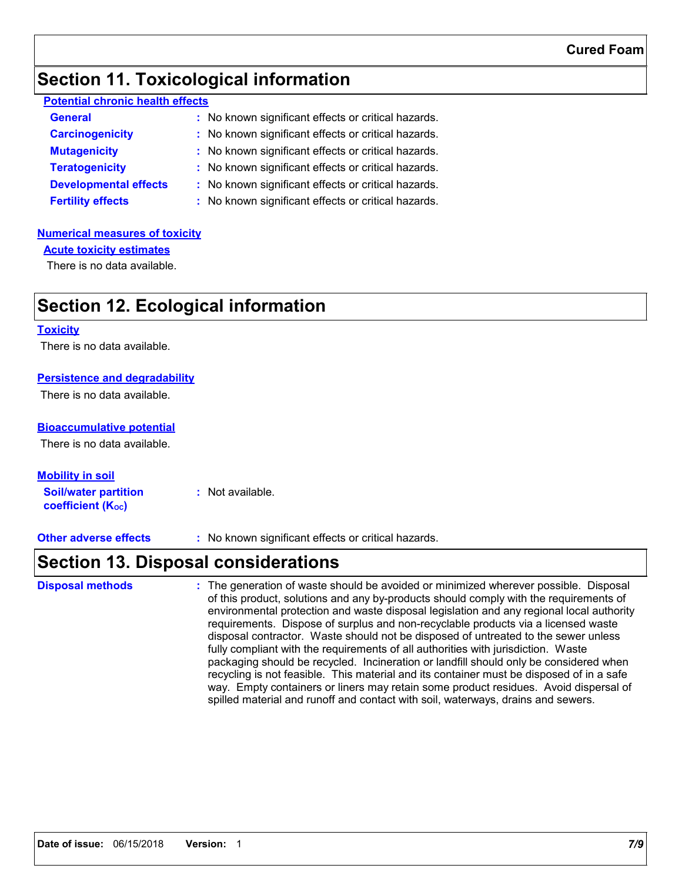# Section 11. Toxicological information

### Potential chronic health effects

**General** : No known significant effects or critical hazards.

**Carcinogenicity** : No known significant effects or critical hazards.

**Mutagenicity** : No known significant effects or critical hazards.

**Teratogenicity** : No known significant effects or critical hazards.

**Developmental effects** : No known significant effects or critical hazards.

**Fertility effects** : No known significant effects or critical hazards.

### Numerical measures of toxicity

#### Acute toxicity estimates

There is no data available.

# Section 12. Ecological information

### Toxicity

There is no data available.

### Persistence and degradability

There is no data available.

### Bioaccumulative potential

There is no data available.

### Mobility in soil

**Soil/water partition coefficient ($K_{OC}$)** : Not available.

**Other adverse effects** : No known significant effects or critical hazards.

# Section 13. Disposal considerations

**Disposal methods** : The generation of waste should be avoided or minimized wherever possible. Disposal of this product, solutions and any by-products should comply with the requirements of environmental protection and waste disposal legislation and any regional local authority requirements. Dispose of surplus and non-recyclable products via a licensed waste disposal contractor. Waste should not be disposed of untreated to the sewer unless fully compliant with the requirements of all authorities with jurisdiction. Waste packaging should be recycled. Incineration or landfill should only be considered when recycling is not feasible. This material and its container must be disposed of in a safe way. Empty containers or liners may retain some product residues. Avoid dispersal of spilled material and runoff and contact with soil, waterways, drains and sewers.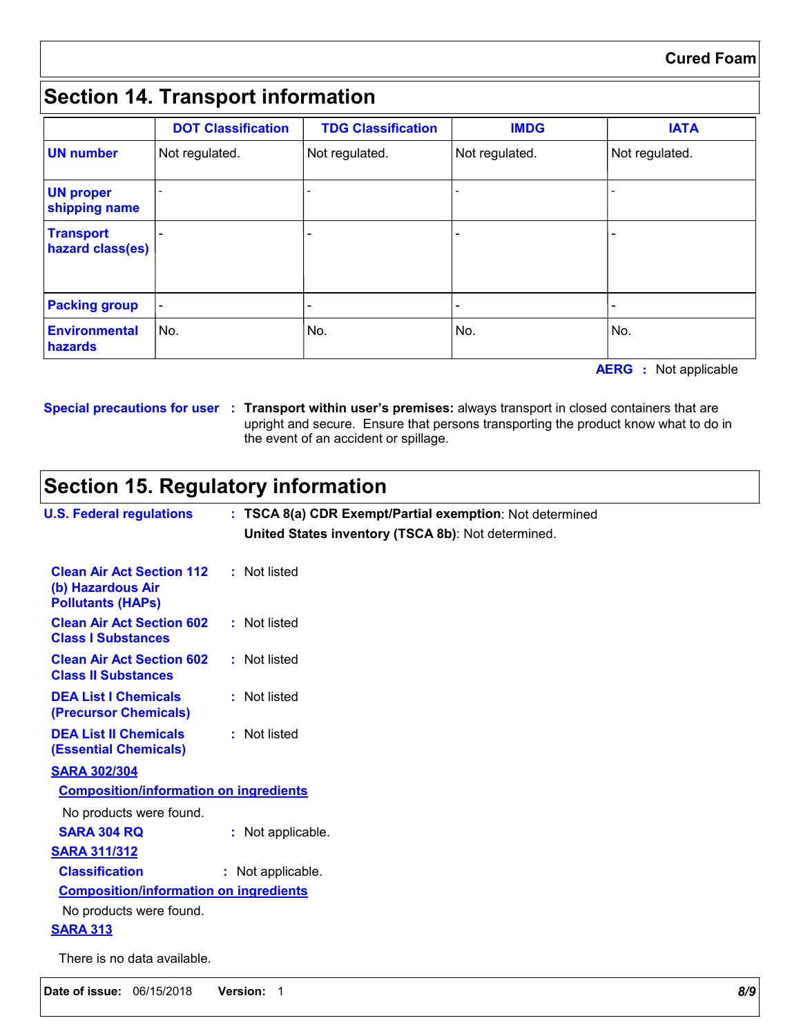## Section 14. Transport information

| | DOT Classification | TDG Classification | IMDG | IATA |
|---|---|---|---|---|
| **UN number** | Not regulated. | Not regulated. | Not regulated. | Not regulated. |
| **UN proper shipping name** | - | - | - | - |
| **Transport hazard class(es)** | - | - | - | - |
| **Packing group** | - | - | - | - |
| **Environmental hazards** | No. | No. | No. | No. |

**AERG** : Not applicable

**Special precautions for user** : **Transport within user's premises:** always transport in closed containers that are upright and secure. Ensure that persons transporting the product know what to do in the event of an accident or spillage.

## Section 15. Regulatory information

**U.S. Federal regulations** : **TSCA 8(a) CDR Exempt/Partial exemption**: Not determined

**United States inventory (TSCA 8b)**: Not determined.

**Clean Air Act Section 112 (b) Hazardous Air Pollutants (HAPs)** : Not listed

**Clean Air Act Section 602 Class I Substances** : Not listed

**Clean Air Act Section 602 Class II Substances** : Not listed

**DEA List I Chemicals (Precursor Chemicals)** : Not listed

**DEA List II Chemicals (Essential Chemicals)** : Not listed

**SARA 302/304**

**Composition/information on ingredients**

No products were found.

**SARA 304 RQ** : Not applicable.

**SARA 311/312**

**Classification** : Not applicable.

**Composition/information on ingredients**

No products were found.

**SARA 313**

There is no data available.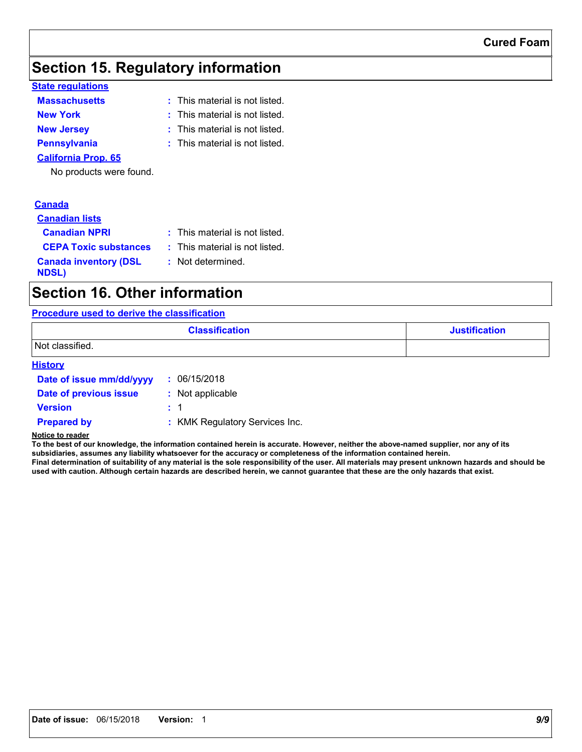# Section 15. Regulatory information

## State regulations

**Massachusetts** : This material is not listed.

**New York** : This material is not listed.

**New Jersey** : This material is not listed.

**Pennsylvania** : This material is not listed.

**California Prop. 65**

No products were found.

## Canada

**Canadian lists**

**Canadian NPRI** : This material is not listed.

**CEPA Toxic substances** : This material is not listed.

**Canada inventory (DSL NDSL)** : Not determined.

# Section 16. Other information

## Procedure used to derive the classification

| Classification | Justification |
| --- | --- |
| Not classified. | |

## History

**Date of issue mm/dd/yyyy** : 06/15/2018

**Date of previous issue** : Not applicable

**Version** : 1

**Prepared by** : KMK Regulatory Services Inc.

**Notice to reader**

**To the best of our knowledge, the information contained herein is accurate. However, neither the above-named supplier, nor any of its subsidiaries, assumes any liability whatsoever for the accuracy or completeness of the information contained herein.**
**Final determination of suitability of any material is the sole responsibility of the user. All materials may present unknown hazards and should be used with caution. Although certain hazards are described herein, we cannot guarantee that these are the only hazards that exist.**